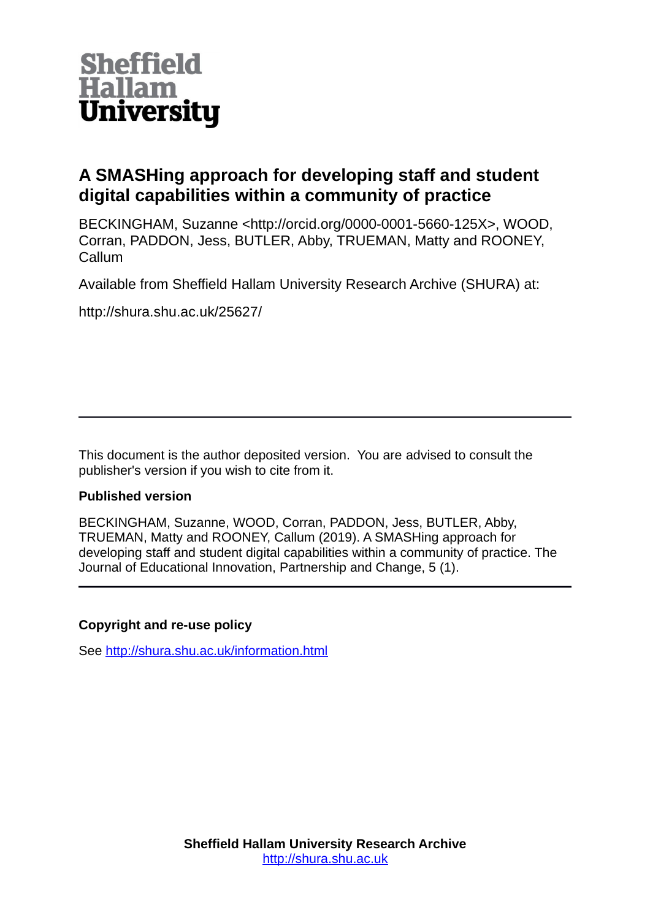Sheffield Hallam University

# A SMASHing approach for developing staff and student digital capabilities within a community of practice

BECKINGHAM, Suzanne <http://orcid.org/0000-0001-5660-125X>, WOOD, Corran, PADDON, Jess, BUTLER, Abby, TRUEMAN, Matty and ROONEY, Callum

Available from Sheffield Hallam University Research Archive (SHURA) at:

http://shura.shu.ac.uk/25627/

---

This document is the author deposited version. You are advised to consult the publisher's version if you wish to cite from it.

**Published version**

BECKINGHAM, Suzanne, WOOD, Corran, PADDON, Jess, BUTLER, Abby, TRUEMAN, Matty and ROONEY, Callum (2019). A SMASHing approach for developing staff and student digital capabilities within a community of practice. The Journal of Educational Innovation, Partnership and Change, 5 (1).

---

**Copyright and re-use policy**

See http://shura.shu.ac.uk/information.html

**Sheffield Hallam University Research Archive**
http://shura.shu.ac.uk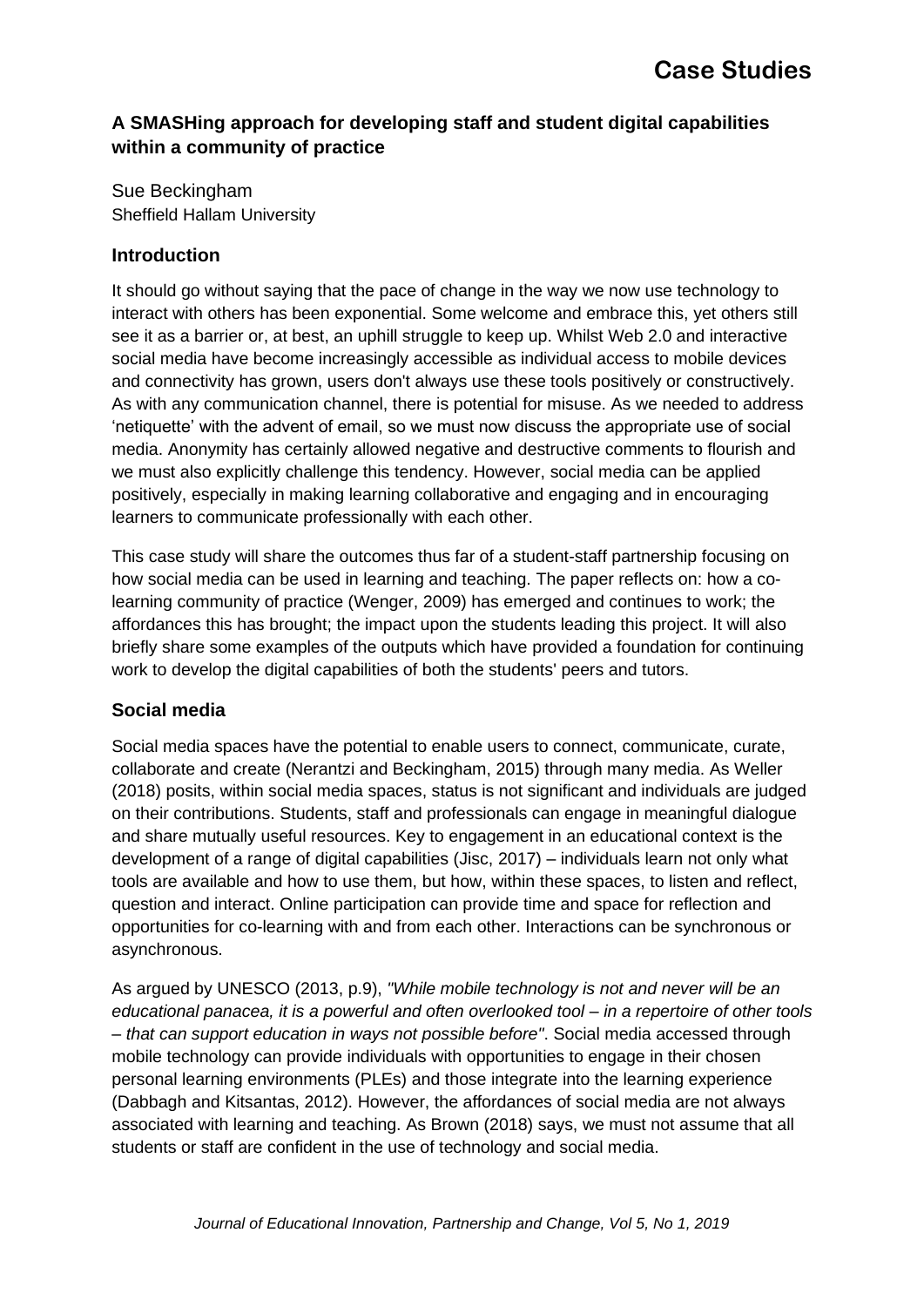# Case Studies

## A SMASHing approach for developing staff and student digital capabilities within a community of practice

Sue Beckingham
Sheffield Hallam University

### Introduction

It should go without saying that the pace of change in the way we now use technology to interact with others has been exponential. Some welcome and embrace this, yet others still see it as a barrier or, at best, an uphill struggle to keep up. Whilst Web 2.0 and interactive social media have become increasingly accessible as individual access to mobile devices and connectivity has grown, users don't always use these tools positively or constructively. As with any communication channel, there is potential for misuse. As we needed to address 'netiquette' with the advent of email, so we must now discuss the appropriate use of social media. Anonymity has certainly allowed negative and destructive comments to flourish and we must also explicitly challenge this tendency. However, social media can be applied positively, especially in making learning collaborative and engaging and in encouraging learners to communicate professionally with each other.

This case study will share the outcomes thus far of a student-staff partnership focusing on how social media can be used in learning and teaching. The paper reflects on: how a co-learning community of practice (Wenger, 2009) has emerged and continues to work; the affordances this has brought; the impact upon the students leading this project. It will also briefly share some examples of the outputs which have provided a foundation for continuing work to develop the digital capabilities of both the students' peers and tutors.

### Social media

Social media spaces have the potential to enable users to connect, communicate, curate, collaborate and create (Nerantzi and Beckingham, 2015) through many media. As Weller (2018) posits, within social media spaces, status is not significant and individuals are judged on their contributions. Students, staff and professionals can engage in meaningful dialogue and share mutually useful resources. Key to engagement in an educational context is the development of a range of digital capabilities (Jisc, 2017) – individuals learn not only what tools are available and how to use them, but how, within these spaces, to listen and reflect, question and interact. Online participation can provide time and space for reflection and opportunities for co-learning with and from each other. Interactions can be synchronous or asynchronous.

As argued by UNESCO (2013, p.9), *"While mobile technology is not and never will be an educational panacea, it is a powerful and often overlooked tool – in a repertoire of other tools – that can support education in ways not possible before"*. Social media accessed through mobile technology can provide individuals with opportunities to engage in their chosen personal learning environments (PLEs) and those integrate into the learning experience (Dabbagh and Kitsantas, 2012). However, the affordances of social media are not always associated with learning and teaching. As Brown (2018) says, we must not assume that all students or staff are confident in the use of technology and social media.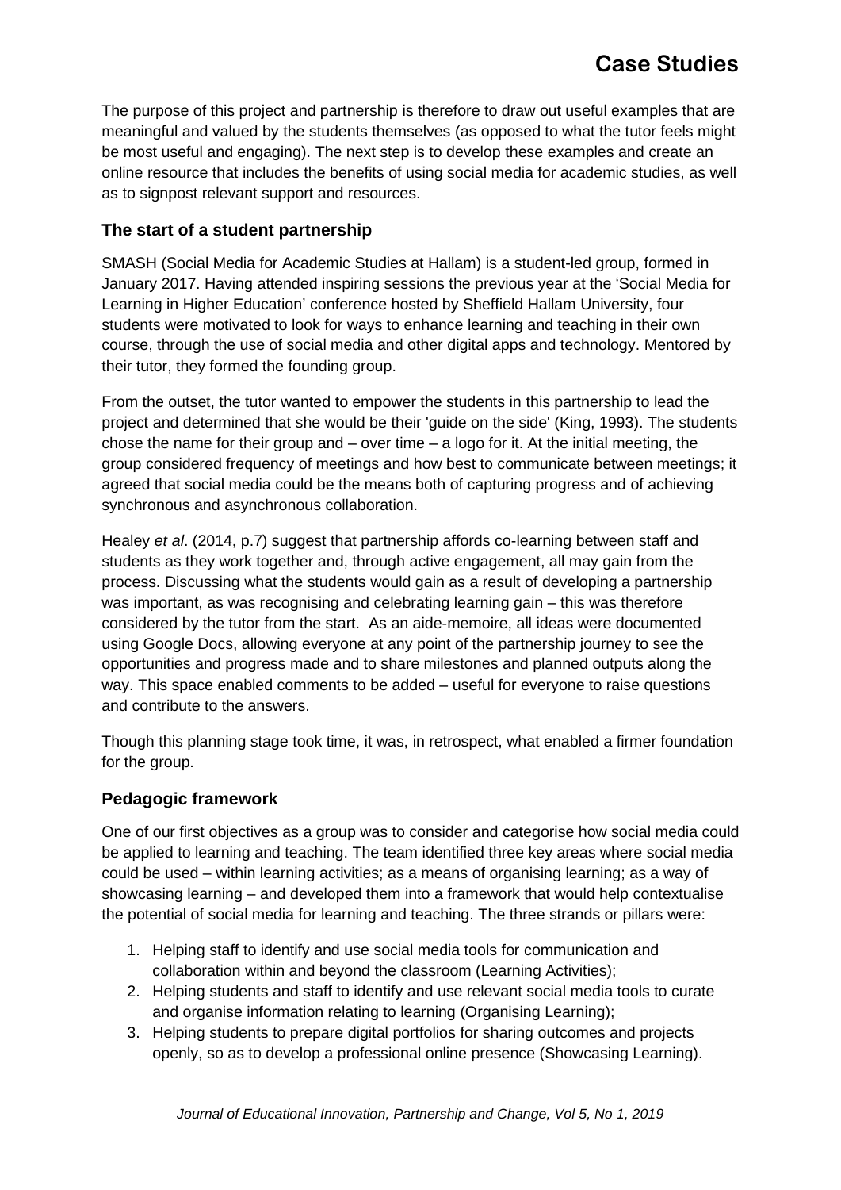The purpose of this project and partnership is therefore to draw out useful examples that are meaningful and valued by the students themselves (as opposed to what the tutor feels might be most useful and engaging). The next step is to develop these examples and create an online resource that includes the benefits of using social media for academic studies, as well as to signpost relevant support and resources.

### The start of a student partnership

SMASH (Social Media for Academic Studies at Hallam) is a student-led group, formed in January 2017. Having attended inspiring sessions the previous year at the 'Social Media for Learning in Higher Education' conference hosted by Sheffield Hallam University, four students were motivated to look for ways to enhance learning and teaching in their own course, through the use of social media and other digital apps and technology. Mentored by their tutor, they formed the founding group.

From the outset, the tutor wanted to empower the students in this partnership to lead the project and determined that she would be their 'guide on the side' (King, 1993). The students chose the name for their group and – over time – a logo for it. At the initial meeting, the group considered frequency of meetings and how best to communicate between meetings; it agreed that social media could be the means both of capturing progress and of achieving synchronous and asynchronous collaboration.

Healey *et al*. (2014, p.7) suggest that partnership affords co-learning between staff and students as they work together and, through active engagement, all may gain from the process. Discussing what the students would gain as a result of developing a partnership was important, as was recognising and celebrating learning gain – this was therefore considered by the tutor from the start. As an aide-memoire, all ideas were documented using Google Docs, allowing everyone at any point of the partnership journey to see the opportunities and progress made and to share milestones and planned outputs along the way. This space enabled comments to be added – useful for everyone to raise questions and contribute to the answers.

Though this planning stage took time, it was, in retrospect, what enabled a firmer foundation for the group.

### Pedagogic framework

One of our first objectives as a group was to consider and categorise how social media could be applied to learning and teaching. The team identified three key areas where social media could be used – within learning activities; as a means of organising learning; as a way of showcasing learning – and developed them into a framework that would help contextualise the potential of social media for learning and teaching. The three strands or pillars were:

1. Helping staff to identify and use social media tools for communication and collaboration within and beyond the classroom (Learning Activities);
2. Helping students and staff to identify and use relevant social media tools to curate and organise information relating to learning (Organising Learning);
3. Helping students to prepare digital portfolios for sharing outcomes and projects openly, so as to develop a professional online presence (Showcasing Learning).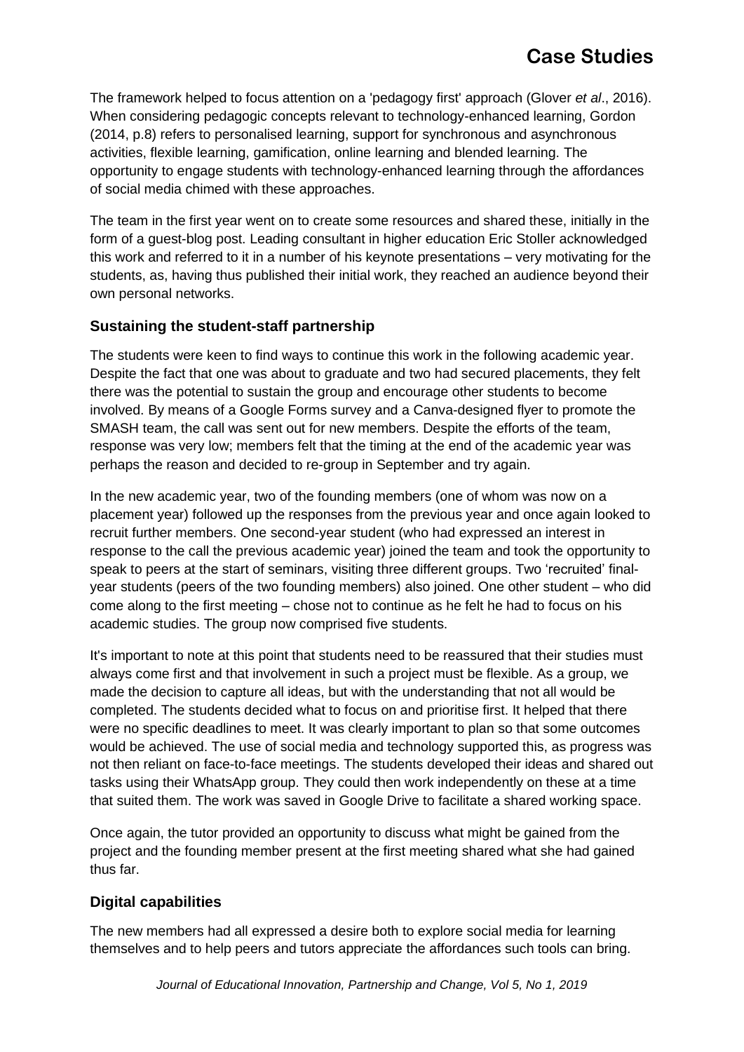The framework helped to focus attention on a 'pedagogy first' approach (Glover *et al*., 2016). When considering pedagogic concepts relevant to technology-enhanced learning, Gordon (2014, p.8) refers to personalised learning, support for synchronous and asynchronous activities, flexible learning, gamification, online learning and blended learning. The opportunity to engage students with technology-enhanced learning through the affordances of social media chimed with these approaches.

The team in the first year went on to create some resources and shared these, initially in the form of a guest-blog post. Leading consultant in higher education Eric Stoller acknowledged this work and referred to it in a number of his keynote presentations – very motivating for the students, as, having thus published their initial work, they reached an audience beyond their own personal networks.

### Sustaining the student-staff partnership

The students were keen to find ways to continue this work in the following academic year. Despite the fact that one was about to graduate and two had secured placements, they felt there was the potential to sustain the group and encourage other students to become involved. By means of a Google Forms survey and a Canva-designed flyer to promote the SMASH team, the call was sent out for new members. Despite the efforts of the team, response was very low; members felt that the timing at the end of the academic year was perhaps the reason and decided to re-group in September and try again.

In the new academic year, two of the founding members (one of whom was now on a placement year) followed up the responses from the previous year and once again looked to recruit further members. One second-year student (who had expressed an interest in response to the call the previous academic year) joined the team and took the opportunity to speak to peers at the start of seminars, visiting three different groups. Two 'recruited' final-year students (peers of the two founding members) also joined. One other student – who did come along to the first meeting – chose not to continue as he felt he had to focus on his academic studies. The group now comprised five students.

It's important to note at this point that students need to be reassured that their studies must always come first and that involvement in such a project must be flexible. As a group, we made the decision to capture all ideas, but with the understanding that not all would be completed. The students decided what to focus on and prioritise first. It helped that there were no specific deadlines to meet. It was clearly important to plan so that some outcomes would be achieved. The use of social media and technology supported this, as progress was not then reliant on face-to-face meetings. The students developed their ideas and shared out tasks using their WhatsApp group. They could then work independently on these at a time that suited them. The work was saved in Google Drive to facilitate a shared working space.

Once again, the tutor provided an opportunity to discuss what might be gained from the project and the founding member present at the first meeting shared what she had gained thus far.

### Digital capabilities

The new members had all expressed a desire both to explore social media for learning themselves and to help peers and tutors appreciate the affordances such tools can bring.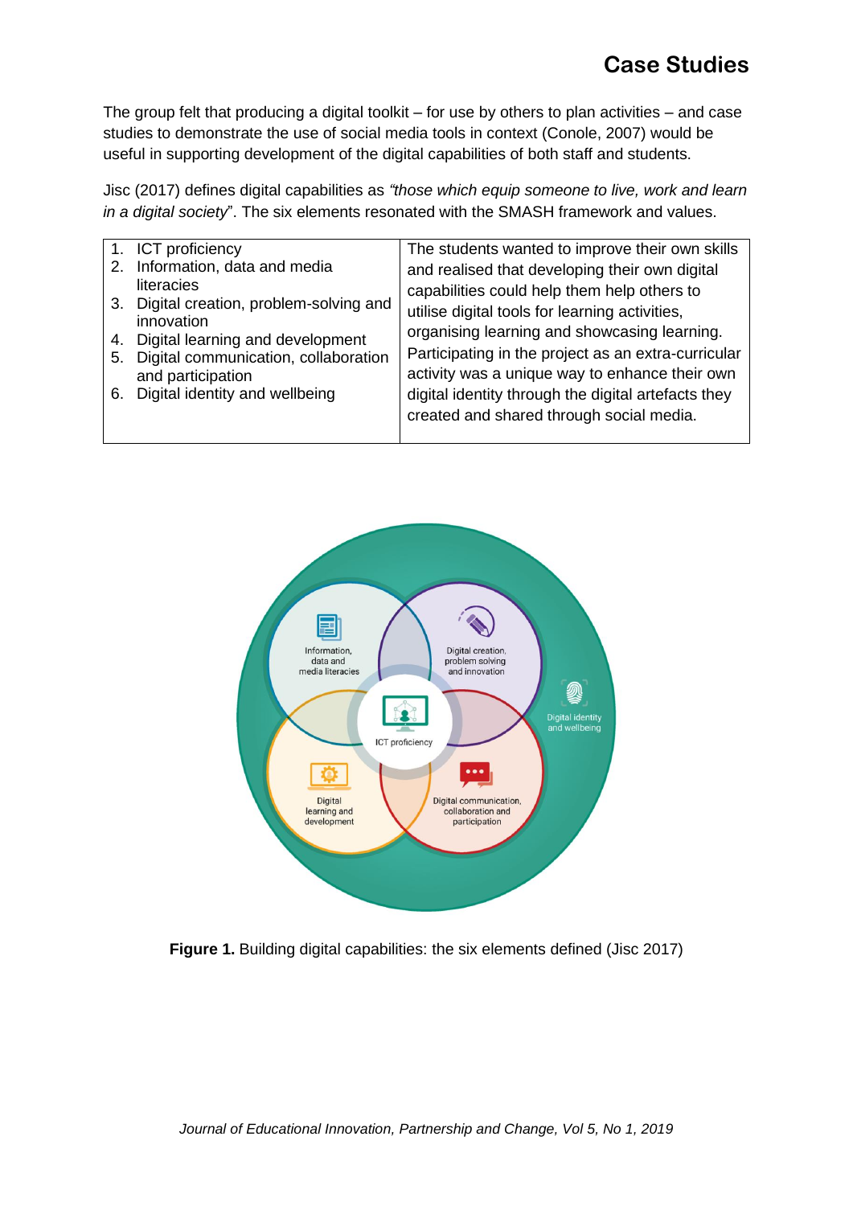The group felt that producing a digital toolkit – for use by others to plan activities – and case studies to demonstrate the use of social media tools in context (Conole, 2007) would be useful in supporting development of the digital capabilities of both staff and students.

Jisc (2017) defines digital capabilities as *"those which equip someone to live, work and learn in a digital society*". The six elements resonated with the SMASH framework and values.

| | |
|---|---|
| 1. ICT proficiency<br>2. Information, data and media literacies<br>3. Digital creation, problem-solving and innovation<br>4. Digital learning and development<br>5. Digital communication, collaboration and participation<br>6. Digital identity and wellbeing | The students wanted to improve their own skills and realised that developing their own digital capabilities could help them help others to utilise digital tools for learning activities, organising learning and showcasing learning. Participating in the project as an extra-curricular activity was a unique way to enhance their own digital identity through the digital artefacts they created and shared through social media. |

**Figure 1.** Building digital capabilities: the six elements defined (Jisc 2017)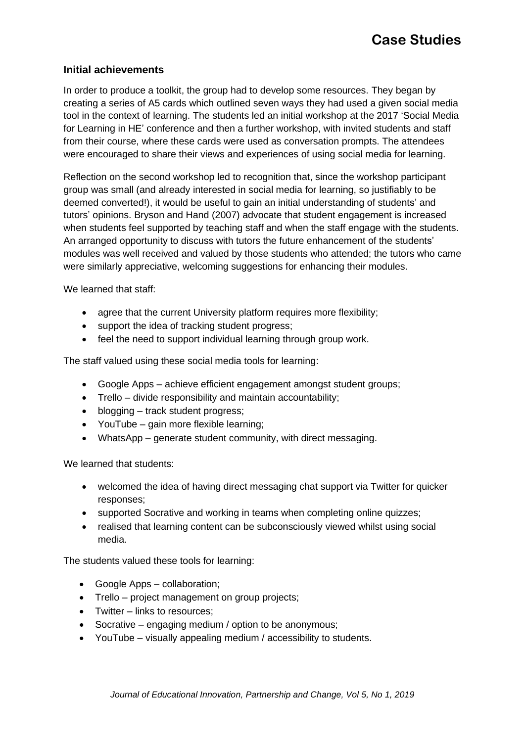### Initial achievements

In order to produce a toolkit, the group had to develop some resources. They began by creating a series of A5 cards which outlined seven ways they had used a given social media tool in the context of learning. The students led an initial workshop at the 2017 'Social Media for Learning in HE' conference and then a further workshop, with invited students and staff from their course, where these cards were used as conversation prompts. The attendees were encouraged to share their views and experiences of using social media for learning.

Reflection on the second workshop led to recognition that, since the workshop participant group was small (and already interested in social media for learning, so justifiably to be deemed converted!), it would be useful to gain an initial understanding of students' and tutors' opinions. Bryson and Hand (2007) advocate that student engagement is increased when students feel supported by teaching staff and when the staff engage with the students. An arranged opportunity to discuss with tutors the future enhancement of the students' modules was well received and valued by those students who attended; the tutors who came were similarly appreciative, welcoming suggestions for enhancing their modules.

We learned that staff:

- agree that the current University platform requires more flexibility;
- support the idea of tracking student progress;
- feel the need to support individual learning through group work.

The staff valued using these social media tools for learning:

- Google Apps – achieve efficient engagement amongst student groups;
- Trello – divide responsibility and maintain accountability;
- blogging – track student progress;
- YouTube – gain more flexible learning;
- WhatsApp – generate student community, with direct messaging.

We learned that students:

- welcomed the idea of having direct messaging chat support via Twitter for quicker responses;
- supported Socrative and working in teams when completing online quizzes;
- realised that learning content can be subconsciously viewed whilst using social media.

The students valued these tools for learning:

- Google Apps – collaboration;
- Trello – project management on group projects;
- Twitter – links to resources;
- Socrative – engaging medium / option to be anonymous;
- YouTube – visually appealing medium / accessibility to students.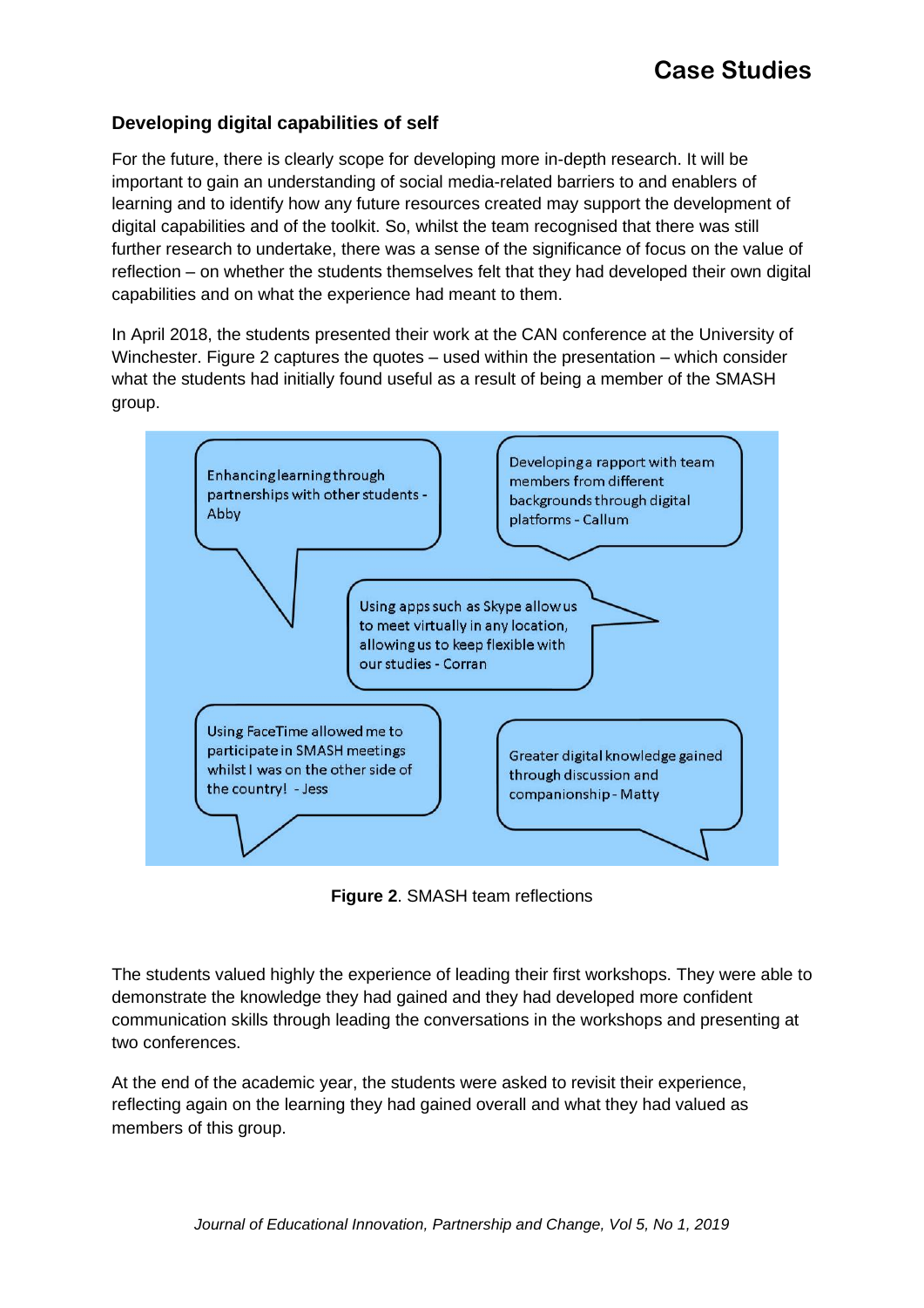## Developing digital capabilities of self

For the future, there is clearly scope for developing more in-depth research. It will be important to gain an understanding of social media-related barriers to and enablers of learning and to identify how any future resources created may support the development of digital capabilities and of the toolkit. So, whilst the team recognised that there was still further research to undertake, there was a sense of the significance of focus on the value of reflection – on whether the students themselves felt that they had developed their own digital capabilities and on what the experience had meant to them.

In April 2018, the students presented their work at the CAN conference at the University of Winchester. Figure 2 captures the quotes – used within the presentation – which consider what the students had initially found useful as a result of being a member of the SMASH group.

Enhancing learning through partnerships with other students - Abby

Developing a rapport with team members from different backgrounds through digital platforms - Callum

Using apps such as Skype allow us to meet virtually in any location, allowing us to keep flexible with our studies - Corran

Using FaceTime allowed me to participate in SMASH meetings whilst I was on the other side of the country! - Jess

Greater digital knowledge gained through discussion and companionship - Matty

**Figure 2**. SMASH team reflections

The students valued highly the experience of leading their first workshops. They were able to demonstrate the knowledge they had gained and they had developed more confident communication skills through leading the conversations in the workshops and presenting at two conferences.

At the end of the academic year, the students were asked to revisit their experience, reflecting again on the learning they had gained overall and what they had valued as members of this group.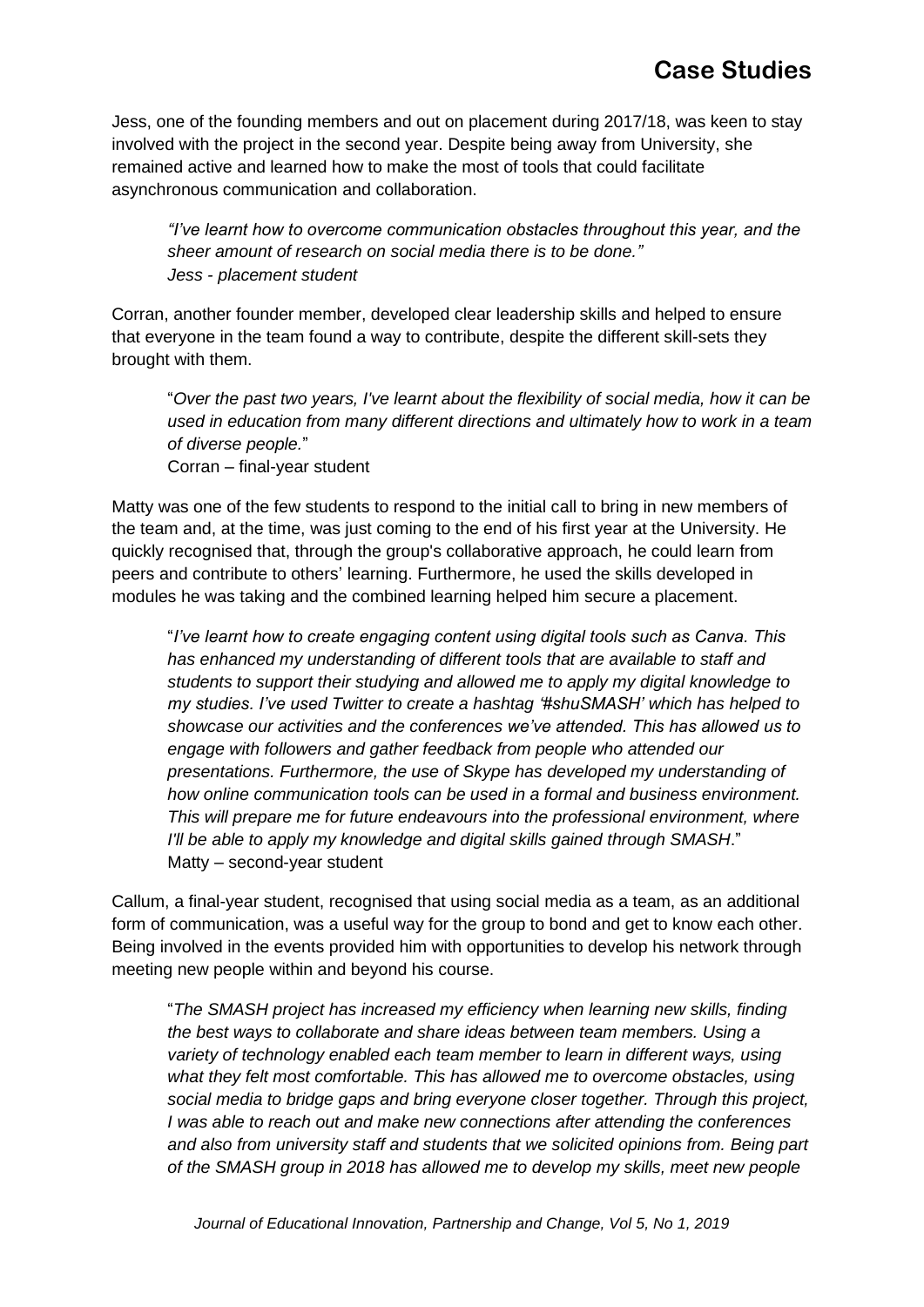Jess, one of the founding members and out on placement during 2017/18, was keen to stay involved with the project in the second year. Despite being away from University, she remained active and learned how to make the most of tools that could facilitate asynchronous communication and collaboration.

> *"I've learnt how to overcome communication obstacles throughout this year, and the sheer amount of research on social media there is to be done."*
> *Jess - placement student*

Corran, another founder member, developed clear leadership skills and helped to ensure that everyone in the team found a way to contribute, despite the different skill-sets they brought with them.

> "*Over the past two years, I've learnt about the flexibility of social media, how it can be used in education from many different directions and ultimately how to work in a team of diverse people.*"
> Corran – final-year student

Matty was one of the few students to respond to the initial call to bring in new members of the team and, at the time, was just coming to the end of his first year at the University. He quickly recognised that, through the group's collaborative approach, he could learn from peers and contribute to others' learning. Furthermore, he used the skills developed in modules he was taking and the combined learning helped him secure a placement.

> "*I've learnt how to create engaging content using digital tools such as Canva. This has enhanced my understanding of different tools that are available to staff and students to support their studying and allowed me to apply my digital knowledge to my studies. I've used Twitter to create a hashtag '#shuSMASH' which has helped to showcase our activities and the conferences we've attended. This has allowed us to engage with followers and gather feedback from people who attended our presentations. Furthermore, the use of Skype has developed my understanding of how online communication tools can be used in a formal and business environment. This will prepare me for future endeavours into the professional environment, where I'll be able to apply my knowledge and digital skills gained through SMASH*."
> Matty – second-year student

Callum, a final-year student, recognised that using social media as a team, as an additional form of communication, was a useful way for the group to bond and get to know each other. Being involved in the events provided him with opportunities to develop his network through meeting new people within and beyond his course.

> "*The SMASH project has increased my efficiency when learning new skills, finding the best ways to collaborate and share ideas between team members. Using a variety of technology enabled each team member to learn in different ways, using what they felt most comfortable. This has allowed me to overcome obstacles, using social media to bridge gaps and bring everyone closer together. Through this project, I was able to reach out and make new connections after attending the conferences and also from university staff and students that we solicited opinions from. Being part of the SMASH group in 2018 has allowed me to develop my skills, meet new people*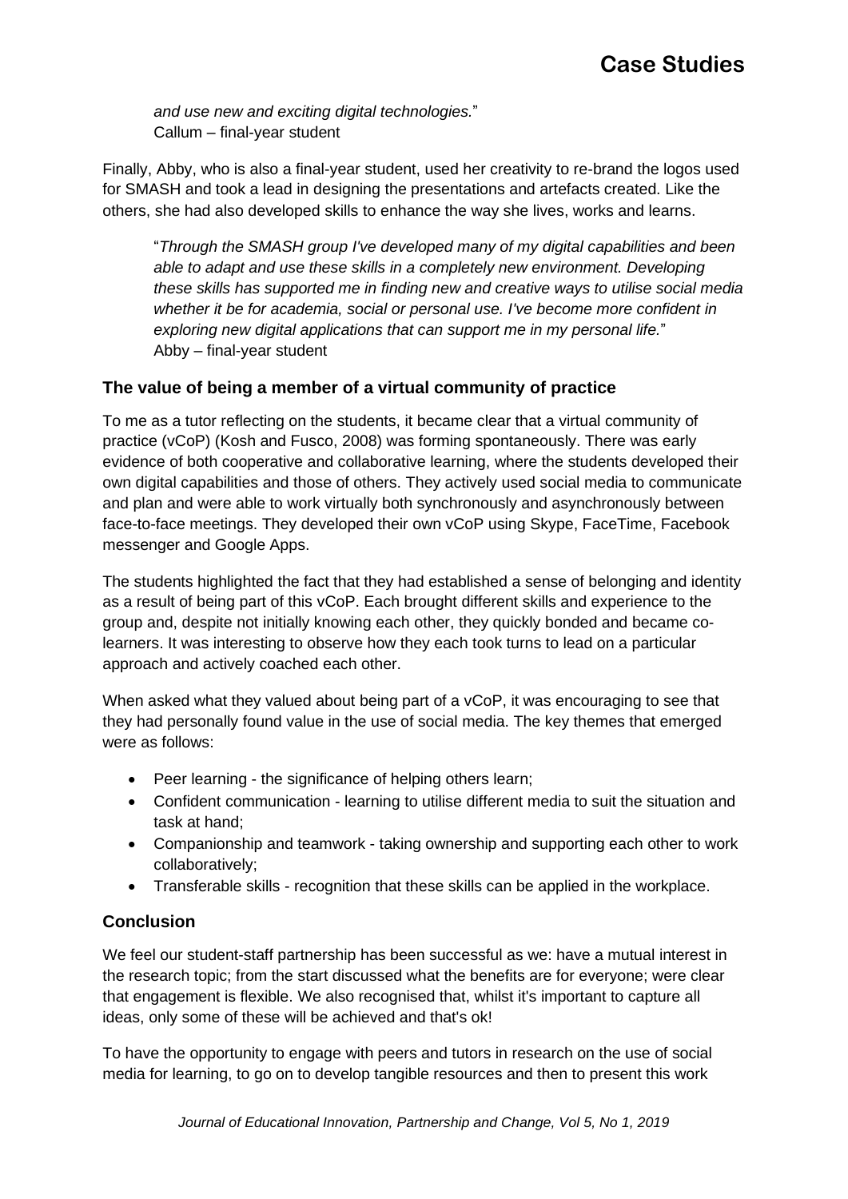*and use new and exciting digital technologies.*"
Callum – final-year student

Finally, Abby, who is also a final-year student, used her creativity to re-brand the logos used for SMASH and took a lead in designing the presentations and artefacts created. Like the others, she had also developed skills to enhance the way she lives, works and learns.

> "*Through the SMASH group I've developed many of my digital capabilities and been able to adapt and use these skills in a completely new environment. Developing these skills has supported me in finding new and creative ways to utilise social media whether it be for academia, social or personal use. I've become more confident in exploring new digital applications that can support me in my personal life.*"
> Abby – final-year student

### The value of being a member of a virtual community of practice

To me as a tutor reflecting on the students, it became clear that a virtual community of practice (vCoP) (Kosh and Fusco, 2008) was forming spontaneously. There was early evidence of both cooperative and collaborative learning, where the students developed their own digital capabilities and those of others. They actively used social media to communicate and plan and were able to work virtually both synchronously and asynchronously between face-to-face meetings. They developed their own vCoP using Skype, FaceTime, Facebook messenger and Google Apps.

The students highlighted the fact that they had established a sense of belonging and identity as a result of being part of this vCoP. Each brought different skills and experience to the group and, despite not initially knowing each other, they quickly bonded and became co-learners. It was interesting to observe how they each took turns to lead on a particular approach and actively coached each other.

When asked what they valued about being part of a vCoP, it was encouraging to see that they had personally found value in the use of social media. The key themes that emerged were as follows:

- Peer learning - the significance of helping others learn;
- Confident communication - learning to utilise different media to suit the situation and task at hand;
- Companionship and teamwork - taking ownership and supporting each other to work collaboratively;
- Transferable skills - recognition that these skills can be applied in the workplace.

### Conclusion

We feel our student-staff partnership has been successful as we: have a mutual interest in the research topic; from the start discussed what the benefits are for everyone; were clear that engagement is flexible. We also recognised that, whilst it's important to capture all ideas, only some of these will be achieved and that's ok!

To have the opportunity to engage with peers and tutors in research on the use of social media for learning, to go on to develop tangible resources and then to present this work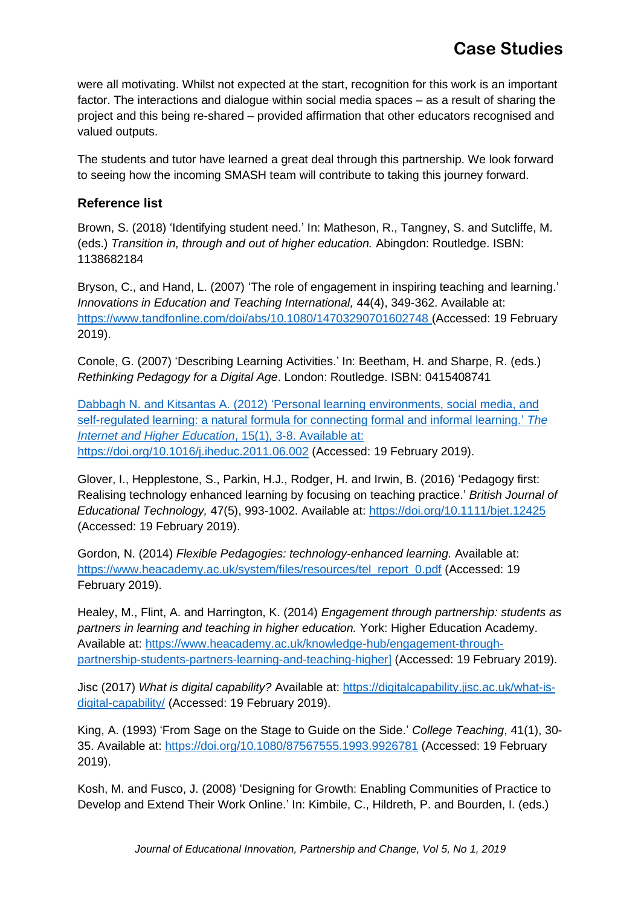were all motivating. Whilst not expected at the start, recognition for this work is an important factor. The interactions and dialogue within social media spaces – as a result of sharing the project and this being re-shared – provided affirmation that other educators recognised and valued outputs.

The students and tutor have learned a great deal through this partnership. We look forward to seeing how the incoming SMASH team will contribute to taking this journey forward.

### Reference list

Brown, S. (2018) 'Identifying student need.' In: Matheson, R., Tangney, S. and Sutcliffe, M. (eds.) *Transition in, through and out of higher education.* Abingdon: Routledge. ISBN: 1138682184

Bryson, C., and Hand, L. (2007) 'The role of engagement in inspiring teaching and learning.' *Innovations in Education and Teaching International,* 44(4), 349-362. Available at: https://www.tandfonline.com/doi/abs/10.1080/14703290701602748 (Accessed: 19 February 2019).

Conole, G. (2007) 'Describing Learning Activities.' In: Beetham, H. and Sharpe, R. (eds.) *Rethinking Pedagogy for a Digital Age*. London: Routledge. ISBN: 0415408741

Dabbagh N. and Kitsantas A. (2012) 'Personal learning environments, social media, and self-regulated learning: a natural formula for connecting formal and informal learning.' *The Internet and Higher Education*, 15(1), 3-8. Available at: https://doi.org/10.1016/j.iheduc.2011.06.002 (Accessed: 19 February 2019).

Glover, I., Hepplestone, S., Parkin, H.J., Rodger, H. and Irwin, B. (2016) 'Pedagogy first: Realising technology enhanced learning by focusing on teaching practice.' *British Journal of Educational Technology,* 47(5), 993-1002. Available at: https://doi.org/10.1111/bjet.12425 (Accessed: 19 February 2019).

Gordon, N. (2014) *Flexible Pedagogies: technology-enhanced learning.* Available at: https://www.heacademy.ac.uk/system/files/resources/tel_report_0.pdf (Accessed: 19 February 2019).

Healey, M., Flint, A. and Harrington, K. (2014) *Engagement through partnership: students as partners in learning and teaching in higher education.* York: Higher Education Academy. Available at: https://www.heacademy.ac.uk/knowledge-hub/engagement-through-partnership-students-partners-learning-and-teaching-higher] (Accessed: 19 February 2019).

Jisc (2017) *What is digital capability?* Available at: https://digitalcapability.jisc.ac.uk/what-is-digital-capability/ (Accessed: 19 February 2019).

King, A. (1993) 'From Sage on the Stage to Guide on the Side.' *College Teaching*, 41(1), 30-35. Available at: https://doi.org/10.1080/87567555.1993.9926781 (Accessed: 19 February 2019).

Kosh, M. and Fusco, J. (2008) 'Designing for Growth: Enabling Communities of Practice to Develop and Extend Their Work Online.' In: Kimbile, C., Hildreth, P. and Bourden, I. (eds.)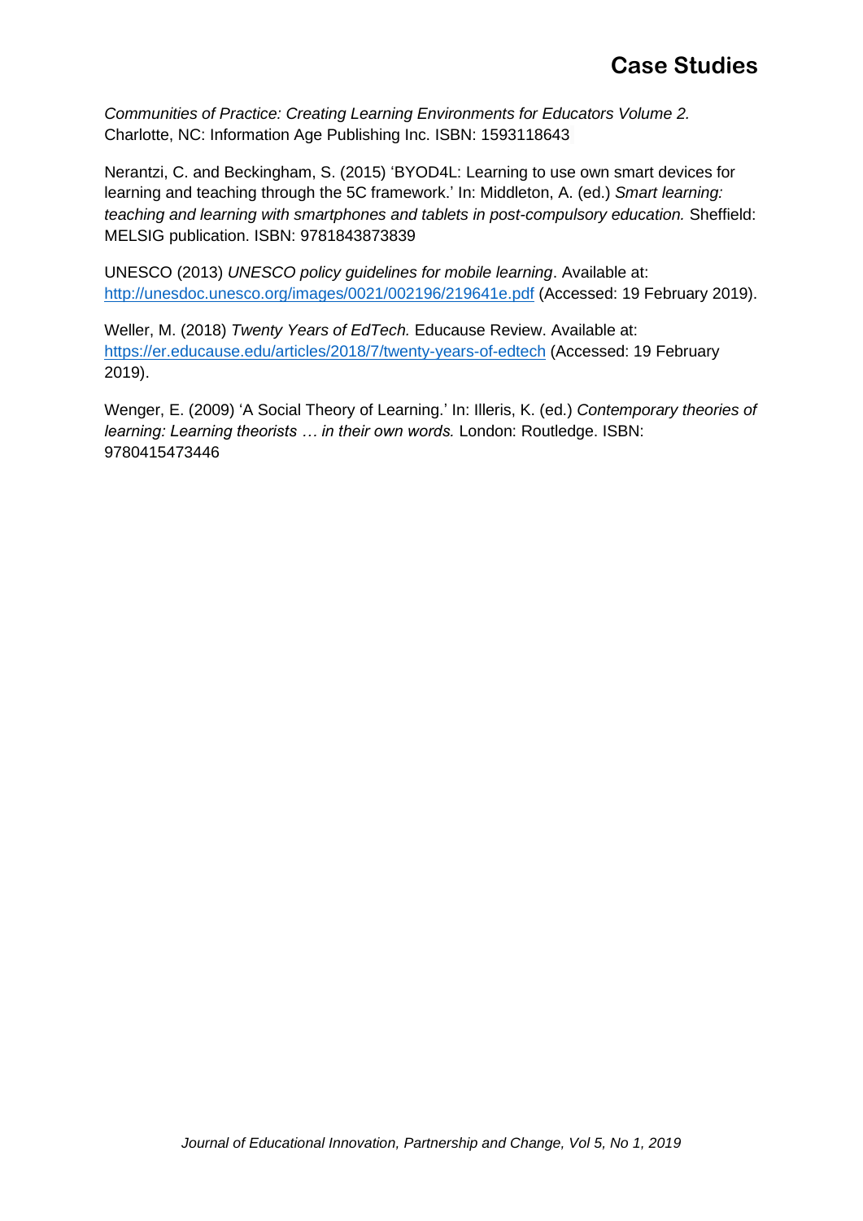*Communities of Practice: Creating Learning Environments for Educators Volume 2.* Charlotte, NC: Information Age Publishing Inc. ISBN: 1593118643

Nerantzi, C. and Beckingham, S. (2015) 'BYOD4L: Learning to use own smart devices for learning and teaching through the 5C framework.' In: Middleton, A. (ed.) *Smart learning: teaching and learning with smartphones and tablets in post-compulsory education.* Sheffield: MELSIG publication. ISBN: 9781843873839

UNESCO (2013) *UNESCO policy guidelines for mobile learning*. Available at: http://unesdoc.unesco.org/images/0021/002196/219641e.pdf (Accessed: 19 February 2019).

Weller, M. (2018) *Twenty Years of EdTech.* Educause Review. Available at: https://er.educause.edu/articles/2018/7/twenty-years-of-edtech (Accessed: 19 February 2019).

Wenger, E. (2009) 'A Social Theory of Learning.' In: Illeris, K. (ed.) *Contemporary theories of learning: Learning theorists … in their own words.* London: Routledge. ISBN: 9780415473446